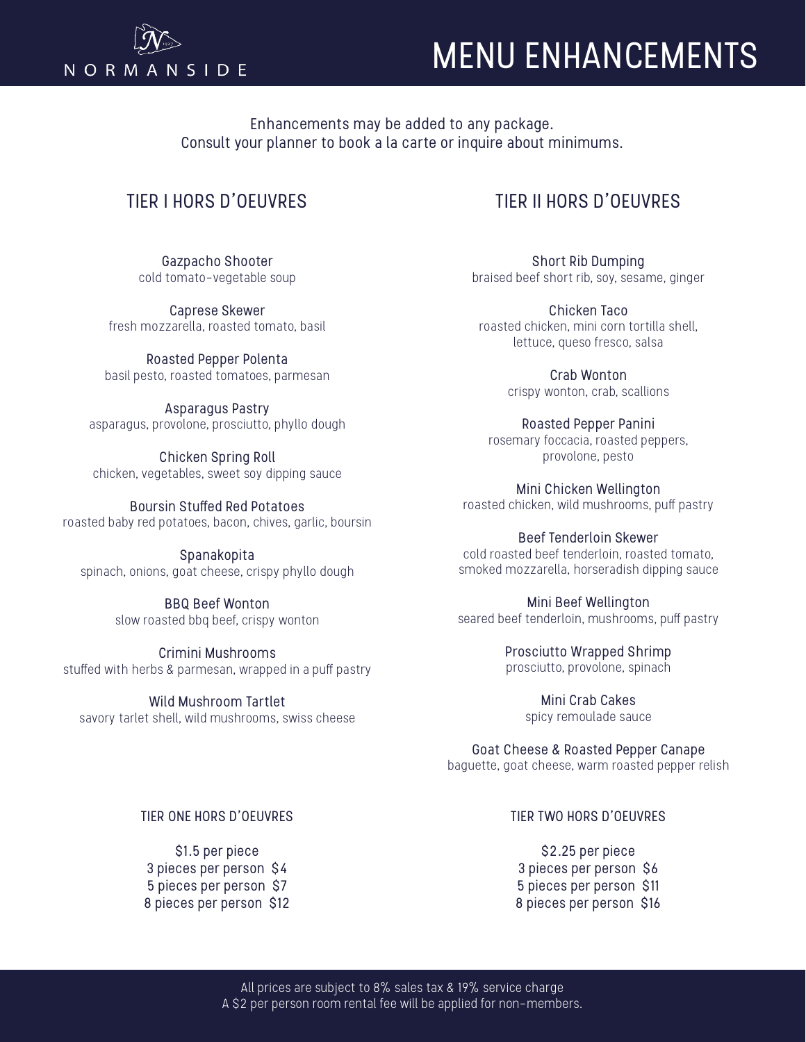NORMANSIDE

# MENU ENHANCEMENTS

Enhancements may be added to any package.
Consult your planner to book a la carte or inquire about minimums.

## TIER I HORS D'OEUVRES

**Gazpacho Shooter**
cold tomato-vegetable soup

**Caprese Skewer**
fresh mozzarella, roasted tomato, basil

**Roasted Pepper Polenta**
basil pesto, roasted tomatoes, parmesan

**Asparagus Pastry**
asparagus, provolone, prosciutto, phyllo dough

**Chicken Spring Roll**
chicken, vegetables, sweet soy dipping sauce

**Boursin Stuffed Red Potatoes**
roasted baby red potatoes, bacon, chives, garlic, boursin

**Spanakopita**
spinach, onions, goat cheese, crispy phyllo dough

**BBQ Beef Wonton**
slow roasted bbq beef, crispy wonton

**Crimini Mushrooms**
stuffed with herbs & parmesan, wrapped in a puff pastry

**Wild Mushroom Tartlet**
savory tarlet shell, wild mushrooms, swiss cheese

### TIER ONE HORS D'OEUVRES

$1.5 per piece
3 pieces per person $4
5 pieces per person $7
8 pieces per person $12

## TIER II HORS D'OEUVRES

**Short Rib Dumping**
braised beef short rib, soy, sesame, ginger

**Chicken Taco**
roasted chicken, mini corn tortilla shell, lettuce, queso fresco, salsa

**Crab Wonton**
crispy wonton, crab, scallions

**Roasted Pepper Panini**
rosemary foccacia, roasted peppers, provolone, pesto

**Mini Chicken Wellington**
roasted chicken, wild mushrooms, puff pastry

**Beef Tenderloin Skewer**
cold roasted beef tenderloin, roasted tomato, smoked mozzarella, horseradish dipping sauce

**Mini Beef Wellington**
seared beef tenderloin, mushrooms, puff pastry

**Prosciutto Wrapped Shrimp**
prosciutto, provolone, spinach

**Mini Crab Cakes**
spicy remoulade sauce

**Goat Cheese & Roasted Pepper Canape**
baguette, goat cheese, warm roasted pepper relish

### TIER TWO HORS D'OEUVRES

$2.25 per piece
3 pieces per person $6
5 pieces per person $11
8 pieces per person $16

All prices are subject to 8% sales tax & 19% service charge
A $2 per person room rental fee will be applied for non-members.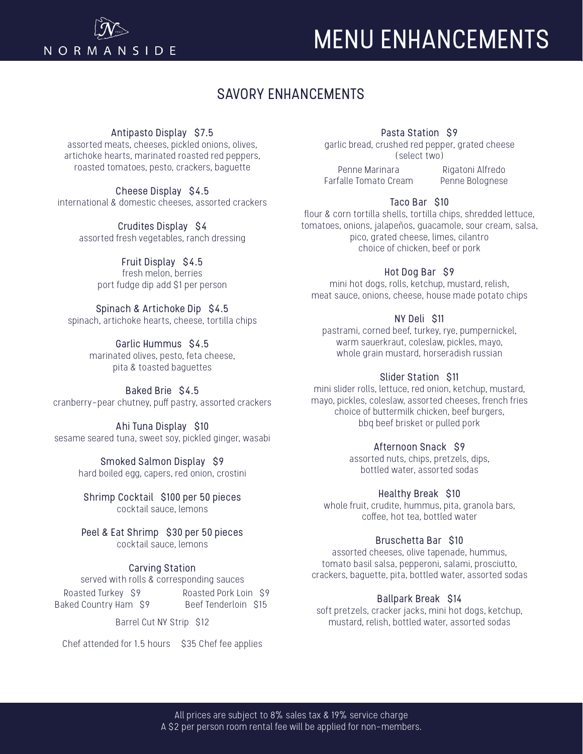NORMANSIDE

# MENU ENHANCEMENTS

## SAVORY ENHANCEMENTS

**Antipasto Display $7.5**
assorted meats, cheeses, pickled onions, olives, artichoke hearts, marinated roasted red peppers, roasted tomatoes, pesto, crackers, baguette

**Cheese Display $4.5**
international & domestic cheeses, assorted crackers

**Crudites Display $4**
assorted fresh vegetables, ranch dressing

**Fruit Display $4.5**
fresh melon, berries
port fudge dip add $1 per person

**Spinach & Artichoke Dip $4.5**
spinach, artichoke hearts, cheese, tortilla chips

**Garlic Hummus $4.5**
marinated olives, pesto, feta cheese, pita & toasted baguettes

**Baked Brie $4.5**
cranberry-pear chutney, puff pastry, assorted crackers

**Ahi Tuna Display $10**
sesame seared tuna, sweet soy, pickled ginger, wasabi

**Smoked Salmon Display $9**
hard boiled egg, capers, red onion, crostini

**Shrimp Cocktail $100 per 50 pieces**
cocktail sauce, lemons

**Peel & Eat Shrimp $30 per 50 pieces**
cocktail sauce, lemons

**Carving Station**
served with rolls & corresponding sauces

Roasted Turkey $9
Roasted Pork Loin $9
Baked Country Ham $9
Beef Tenderloin $15
Barrel Cut NY Strip $12

Chef attended for 1.5 hours $35 Chef fee applies

**Pasta Station $9**
garlic bread, crushed red pepper, grated cheese
(select two)

Penne Marinara
Rigatoni Alfredo
Farfalle Tomato Cream
Penne Bolognese

**Taco Bar $10**
flour & corn tortilla shells, tortilla chips, shredded lettuce, tomatoes, onions, jalapeños, guacamole, sour cream, salsa, pico, grated cheese, limes, cilantro
choice of chicken, beef or pork

**Hot Dog Bar $9**
mini hot dogs, rolls, ketchup, mustard, relish, meat sauce, onions, cheese, house made potato chips

**NY Deli $11**
pastrami, corned beef, turkey, rye, pumpernickel, warm sauerkraut, coleslaw, pickles, mayo, whole grain mustard, horseradish russian

**Slider Station $11**
mini slider rolls, lettuce, red onion, ketchup, mustard, mayo, pickles, coleslaw, assorted cheeses, french fries
choice of buttermilk chicken, beef burgers, bbq beef brisket or pulled pork

**Afternoon Snack $9**
assorted nuts, chips, pretzels, dips, bottled water, assorted sodas

**Healthy Break $10**
whole fruit, crudite, hummus, pita, granola bars, coffee, hot tea, bottled water

**Bruschetta Bar $10**
assorted cheeses, olive tapenade, hummus, tomato basil salsa, pepperoni, salami, prosciutto, crackers, baguette, pita, bottled water, assorted sodas

**Ballpark Break $14**
soft pretzels, cracker jacks, mini hot dogs, ketchup, mustard, relish, bottled water, assorted sodas

All prices are subject to 8% sales tax & 19% service charge
A $2 per person room rental fee will be applied for non-members.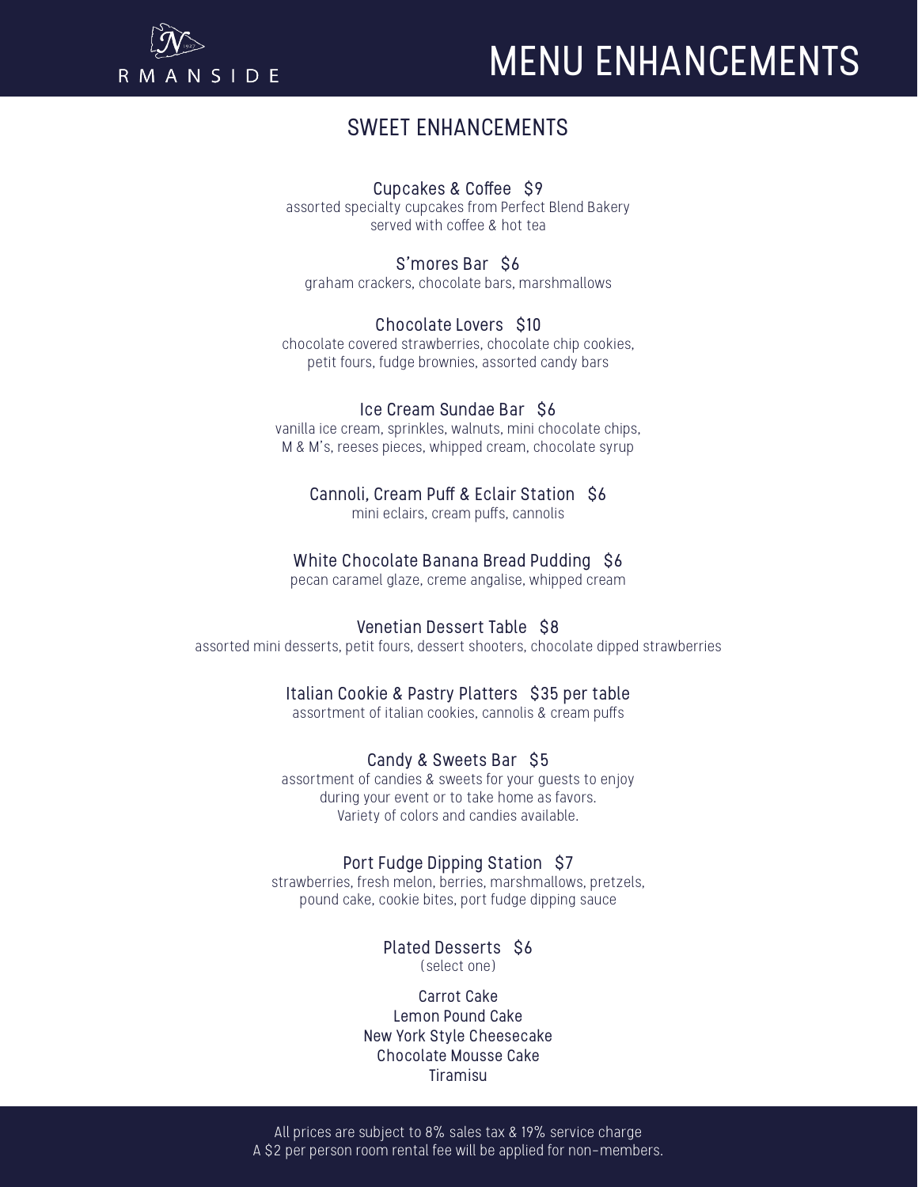RMANSIDE

# MENU ENHANCEMENTS

## SWEET ENHANCEMENTS

**Cupcakes & Coffee $9**
assorted specialty cupcakes from Perfect Blend Bakery
served with coffee & hot tea

**S'mores Bar $6**
graham crackers, chocolate bars, marshmallows

**Chocolate Lovers $10**
chocolate covered strawberries, chocolate chip cookies,
petit fours, fudge brownies, assorted candy bars

**Ice Cream Sundae Bar $6**
vanilla ice cream, sprinkles, walnuts, mini chocolate chips,
M & M's, reeses pieces, whipped cream, chocolate syrup

**Cannoli, Cream Puff & Eclair Station $6**
mini eclairs, cream puffs, cannolis

**White Chocolate Banana Bread Pudding $6**
pecan caramel glaze, creme angalise, whipped cream

**Venetian Dessert Table $8**
assorted mini desserts, petit fours, dessert shooters, chocolate dipped strawberries

**Italian Cookie & Pastry Platters $35 per table**
assortment of italian cookies, cannolis & cream puffs

**Candy & Sweets Bar $5**
assortment of candies & sweets for your guests to enjoy
during your event or to take home as favors.
Variety of colors and candies available.

**Port Fudge Dipping Station $7**
strawberries, fresh melon, berries, marshmallows, pretzels,
pound cake, cookie bites, port fudge dipping sauce

**Plated Desserts $6**
(select one)

Carrot Cake
Lemon Pound Cake
New York Style Cheesecake
Chocolate Mousse Cake
Tiramisu

All prices are subject to 8% sales tax & 19% service charge
A $2 per person room rental fee will be applied for non-members.